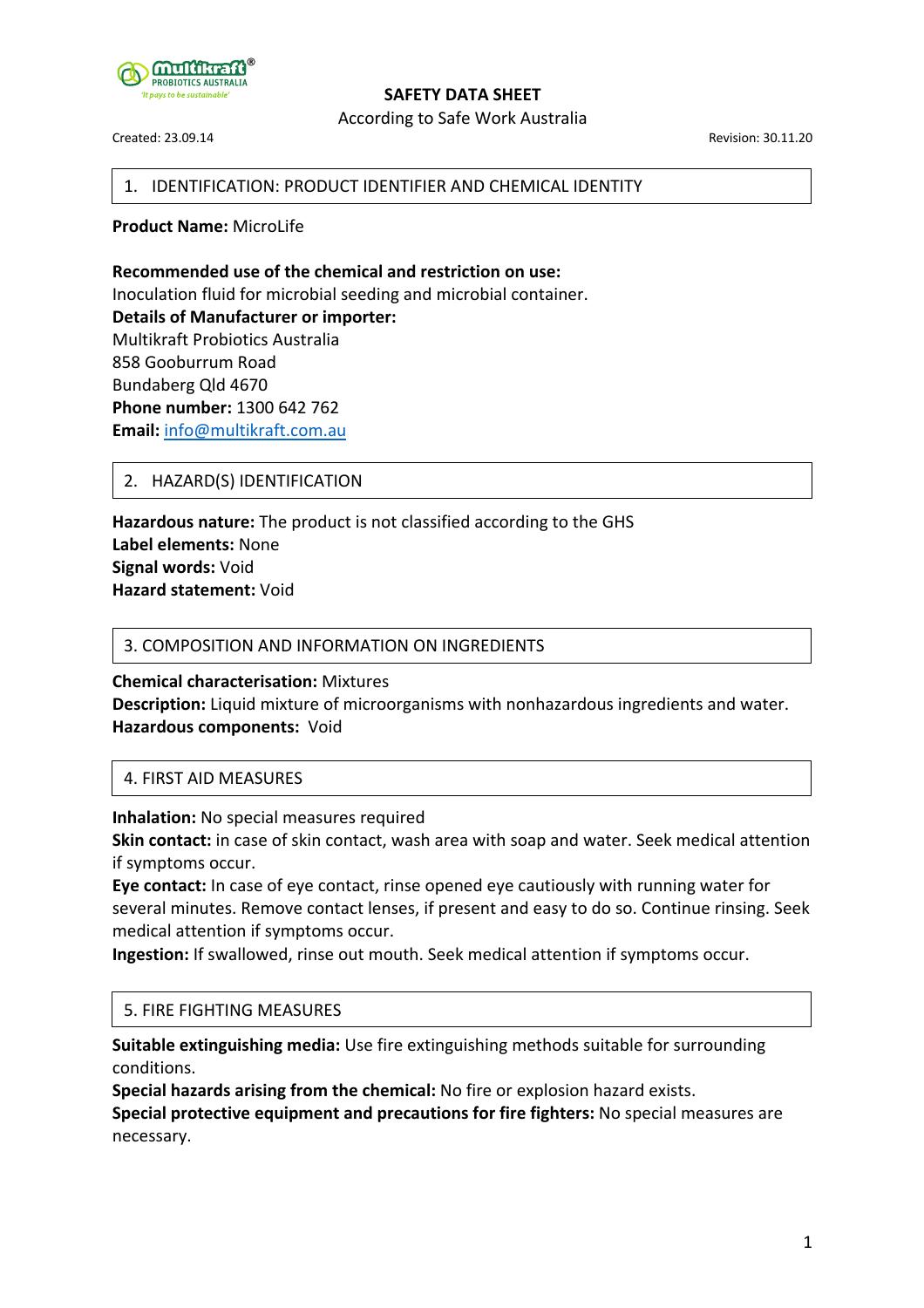**SAFETY DATA SHEET**

According to Safe Work Australia

Created: 23.09.14 Revision: 30.11.20

## 1. IDENTIFICATION: PRODUCT IDENTIFIER AND CHEMICAL IDENTITY

**Product Name:** MicroLife

**Recommended use of the chemical and restriction on use:**
Inoculation fluid for microbial seeding and microbial container.
**Details of Manufacturer or importer:**
Multikraft Probiotics Australia
858 Gooburrum Road
Bundaberg Qld 4670
**Phone number:** 1300 642 762
**Email:** info@multikraft.com.au

## 2. HAZARD(S) IDENTIFICATION

**Hazardous nature:** The product is not classified according to the GHS
**Label elements:** None
**Signal words:** Void
**Hazard statement:** Void

## 3. COMPOSITION AND INFORMATION ON INGREDIENTS

**Chemical characterisation:** Mixtures
**Description:** Liquid mixture of microorganisms with nonhazardous ingredients and water.
**Hazardous components:** Void

## 4. FIRST AID MEASURES

**Inhalation:** No special measures required
**Skin contact:** in case of skin contact, wash area with soap and water. Seek medical attention if symptoms occur.
**Eye contact:** In case of eye contact, rinse opened eye cautiously with running water for several minutes. Remove contact lenses, if present and easy to do so. Continue rinsing. Seek medical attention if symptoms occur.
**Ingestion:** If swallowed, rinse out mouth. Seek medical attention if symptoms occur.

## 5. FIRE FIGHTING MEASURES

**Suitable extinguishing media:** Use fire extinguishing methods suitable for surrounding conditions.
**Special hazards arising from the chemical:** No fire or explosion hazard exists.
**Special protective equipment and precautions for fire fighters:** No special measures are necessary.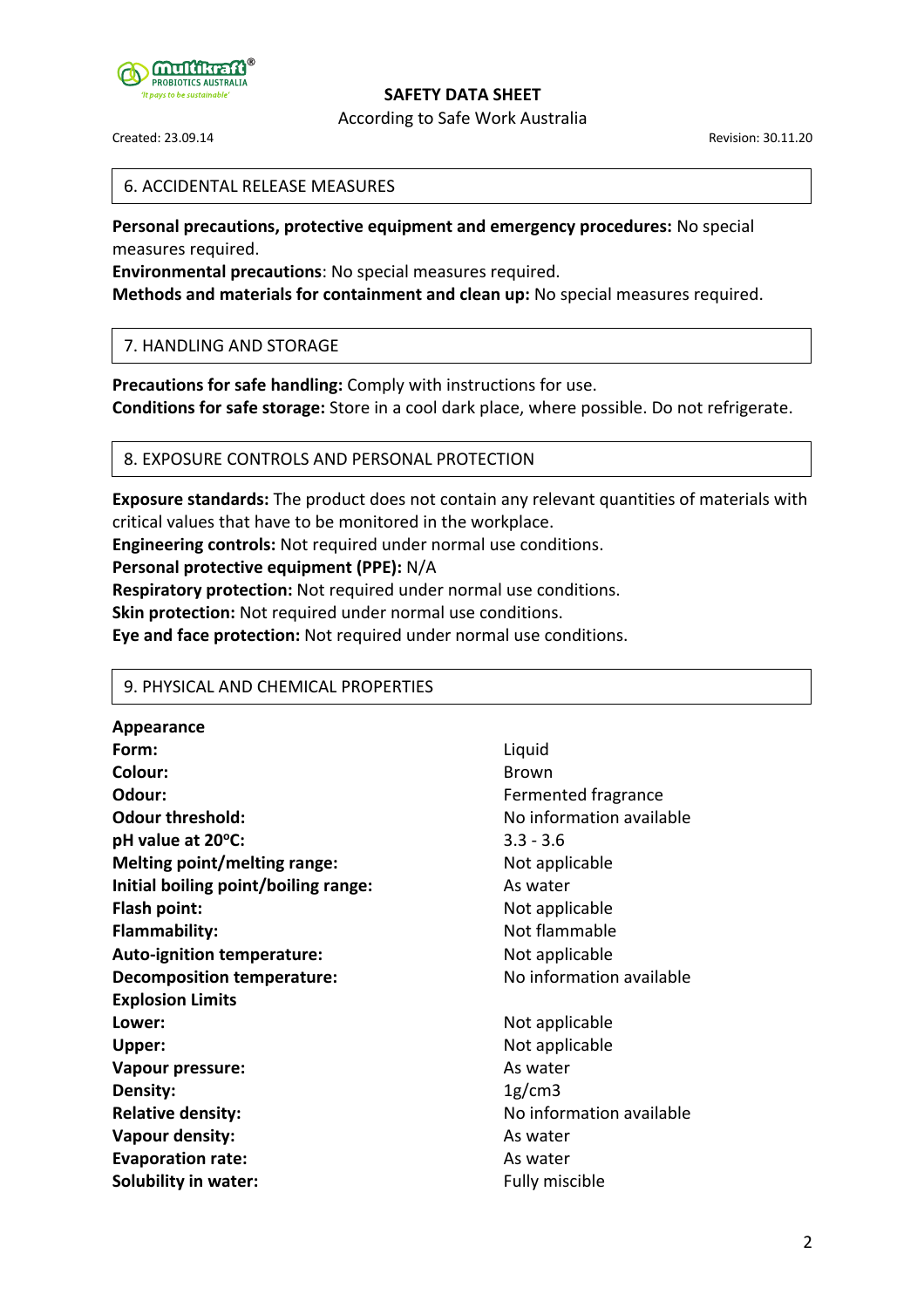## 6. ACCIDENTAL RELEASE MEASURES

**Personal precautions, protective equipment and emergency procedures:** No special measures required.
**Environmental precautions**: No special measures required.
**Methods and materials for containment and clean up:** No special measures required.

## 7. HANDLING AND STORAGE

**Precautions for safe handling:** Comply with instructions for use.
**Conditions for safe storage:** Store in a cool dark place, where possible. Do not refrigerate.

## 8. EXPOSURE CONTROLS AND PERSONAL PROTECTION

**Exposure standards:** The product does not contain any relevant quantities of materials with critical values that have to be monitored in the workplace.
**Engineering controls:** Not required under normal use conditions.
**Personal protective equipment (PPE):** N/A
**Respiratory protection:** Not required under normal use conditions.
**Skin protection:** Not required under normal use conditions.
**Eye and face protection:** Not required under normal use conditions.

## 9. PHYSICAL AND CHEMICAL PROPERTIES

| **Appearance** | |
|---|---|
| **Form:** | Liquid |
| **Colour:** | Brown |
| **Odour:** | Fermented fragrance |
| **Odour threshold:** | No information available |
| **pH value at 20ºC:** | 3.3 - 3.6 |
| **Melting point/melting range:** | Not applicable |
| **Initial boiling point/boiling range:** | As water |
| **Flash point:** | Not applicable |
| **Flammability:** | Not flammable |
| **Auto-ignition temperature:** | Not applicable |
| **Decomposition temperature:** | No information available |
| **Explosion Limits** | |
| **Lower:** | Not applicable |
| **Upper:** | Not applicable |
| **Vapour pressure:** | As water |
| **Density:** | 1g/cm3 |
| **Relative density:** | No information available |
| **Vapour density:** | As water |
| **Evaporation rate:** | As water |
| **Solubility in water:** | Fully miscible |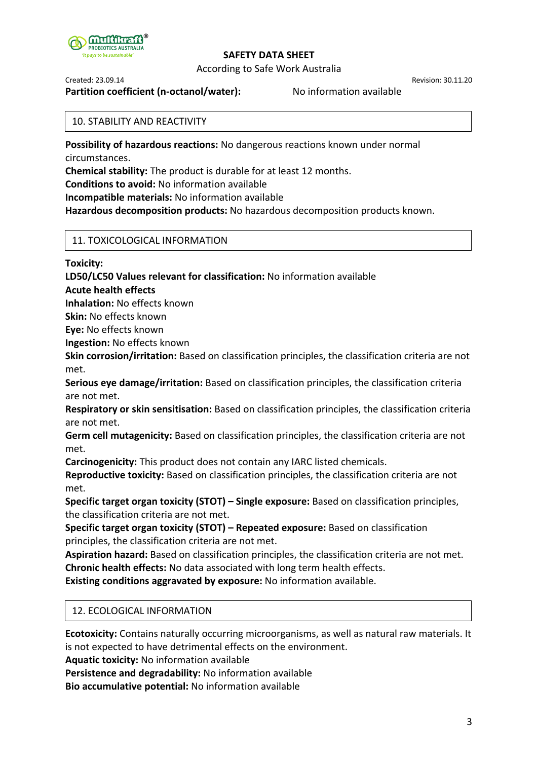**Partition coefficient (n-octanol/water):** No information available

## 10. STABILITY AND REACTIVITY

**Possibility of hazardous reactions:** No dangerous reactions known under normal circumstances.
**Chemical stability:** The product is durable for at least 12 months.
**Conditions to avoid:** No information available
**Incompatible materials:** No information available
**Hazardous decomposition products:** No hazardous decomposition products known.

## 11. TOXICOLOGICAL INFORMATION

**Toxicity:**
**LD50/LC50 Values relevant for classification:** No information available
**Acute health effects**
**Inhalation:** No effects known
**Skin:** No effects known
**Eye:** No effects known
**Ingestion:** No effects known
**Skin corrosion/irritation:** Based on classification principles, the classification criteria are not met.
**Serious eye damage/irritation:** Based on classification principles, the classification criteria are not met.
**Respiratory or skin sensitisation:** Based on classification principles, the classification criteria are not met.
**Germ cell mutagenicity:** Based on classification principles, the classification criteria are not met.
**Carcinogenicity:** This product does not contain any IARC listed chemicals.
**Reproductive toxicity:** Based on classification principles, the classification criteria are not met.
**Specific target organ toxicity (STOT) – Single exposure:** Based on classification principles, the classification criteria are not met.
**Specific target organ toxicity (STOT) – Repeated exposure:** Based on classification principles, the classification criteria are not met.
**Aspiration hazard:** Based on classification principles, the classification criteria are not met.
**Chronic health effects:** No data associated with long term health effects.
**Existing conditions aggravated by exposure:** No information available.

## 12. ECOLOGICAL INFORMATION

**Ecotoxicity:** Contains naturally occurring microorganisms, as well as natural raw materials. It is not expected to have detrimental effects on the environment.
**Aquatic toxicity:** No information available
**Persistence and degradability:** No information available
**Bio accumulative potential:** No information available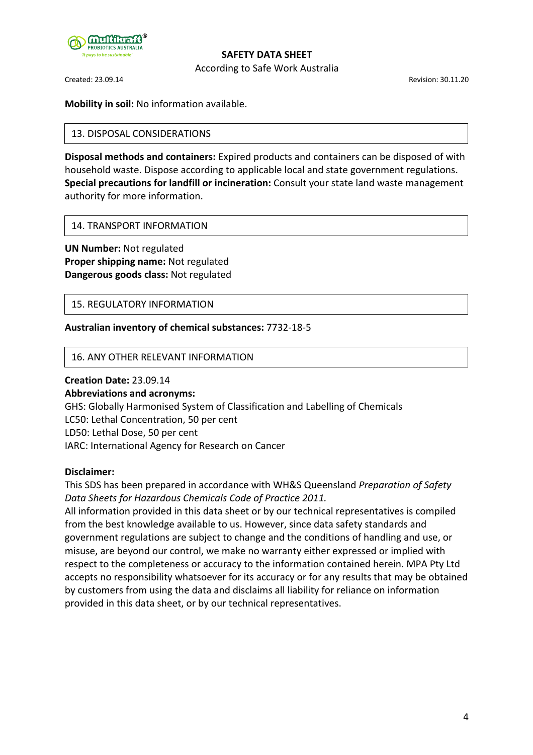**Mobility in soil:** No information available.

## 13. DISPOSAL CONSIDERATIONS

**Disposal methods and containers:** Expired products and containers can be disposed of with household waste. Dispose according to applicable local and state government regulations.
**Special precautions for landfill or incineration:** Consult your state land waste management authority for more information.

## 14. TRANSPORT INFORMATION

**UN Number:** Not regulated
**Proper shipping name:** Not regulated
**Dangerous goods class:** Not regulated

## 15. REGULATORY INFORMATION

**Australian inventory of chemical substances:** 7732-18-5

## 16. ANY OTHER RELEVANT INFORMATION

**Creation Date:** 23.09.14
**Abbreviations and acronyms:**
GHS: Globally Harmonised System of Classification and Labelling of Chemicals
LC50: Lethal Concentration, 50 per cent
LD50: Lethal Dose, 50 per cent
IARC: International Agency for Research on Cancer

**Disclaimer:**
This SDS has been prepared in accordance with WH&S Queensland *Preparation of Safety Data Sheets for Hazardous Chemicals Code of Practice 2011.*
All information provided in this data sheet or by our technical representatives is compiled from the best knowledge available to us. However, since data safety standards and government regulations are subject to change and the conditions of handling and use, or misuse, are beyond our control, we make no warranty either expressed or implied with respect to the completeness or accuracy to the information contained herein. MPA Pty Ltd accepts no responsibility whatsoever for its accuracy or for any results that may be obtained by customers from using the data and disclaims all liability for reliance on information provided in this data sheet, or by our technical representatives.